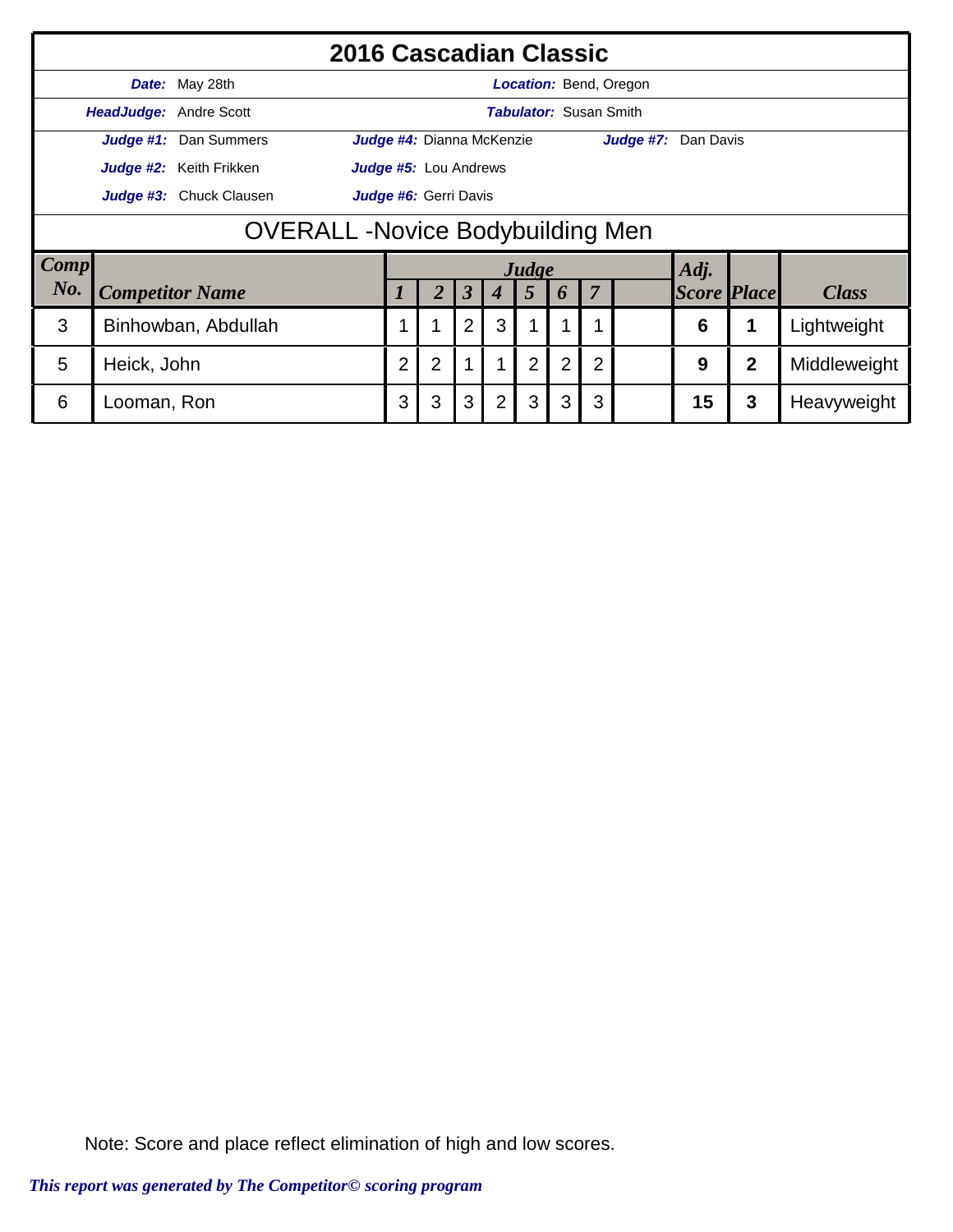# 2016 Cascadian Classic

***Date:*** May 28th ***Location:*** Bend, Oregon

***HeadJudge:*** Andre Scott ***Tabulator:*** Susan Smith

***Judge #1:*** Dan Summers ***Judge #4:*** Dianna McKenzie ***Judge #7:*** Dan Davis

***Judge #2:*** Keith Frikken ***Judge #5:*** Lou Andrews

***Judge #3:*** Chuck Clausen ***Judge #6:*** Gerri Davis

## OVERALL -Novice Bodybuilding Men

| Comp No. | Competitor Name | Judge 1 | 2 | 3 | 4 | 5 | 6 | 7 | | Adj. Score | Place | Class |
|---|---|---|---|---|---|---|---|---|---|---|---|---|
| 3 | Binhowban, Abdullah | 1 | 1 | 2 | 3 | 1 | 1 | 1 | | **6** | **1** | Lightweight |
| 5 | Heick, John | 2 | 2 | 1 | 1 | 2 | 2 | 2 | | **9** | **2** | Middleweight |
| 6 | Looman, Ron | 3 | 3 | 3 | 2 | 3 | 3 | 3 | | **15** | **3** | Heavyweight |

Note: Score and place reflect elimination of high and low scores.

*This report was generated by The Competitor© scoring program*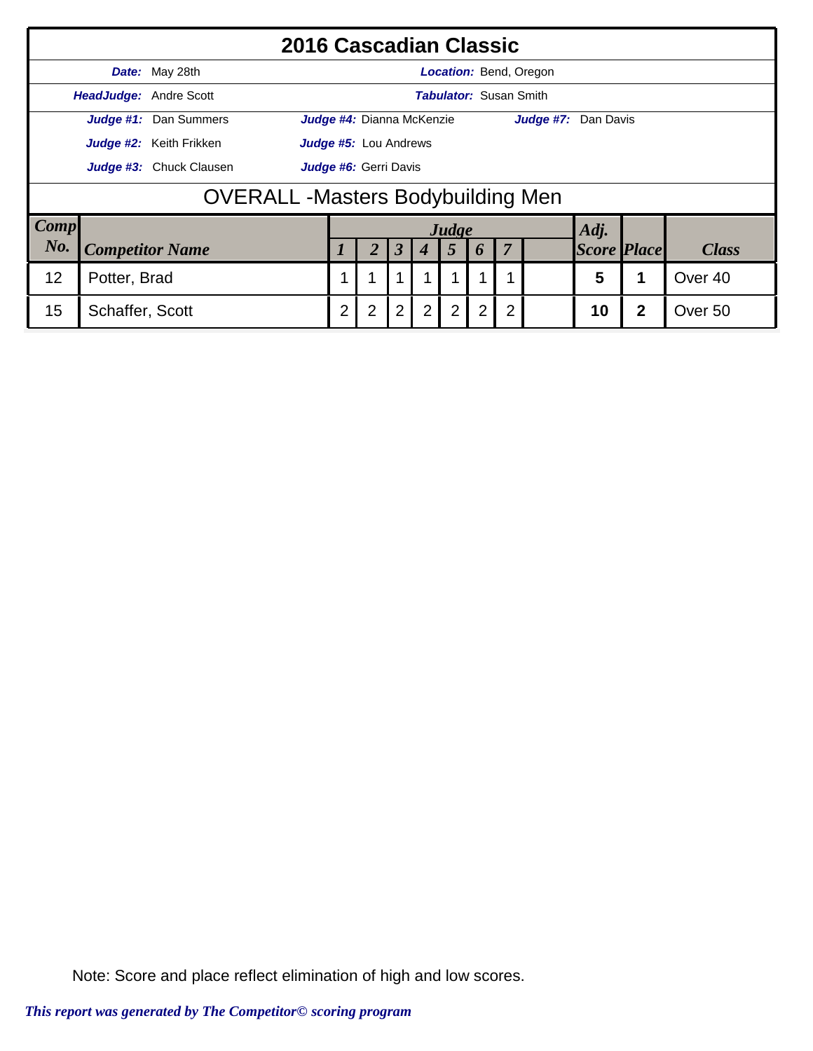# 2016 Cascadian Classic

***Date:*** May 28th ***Location:*** Bend, Oregon

***HeadJudge:*** Andre Scott ***Tabulator:*** Susan Smith

***Judge #1:*** Dan Summers ***Judge #4:*** Dianna McKenzie ***Judge #7:*** Dan Davis

***Judge #2:*** Keith Frikken ***Judge #5:*** Lou Andrews

***Judge #3:*** Chuck Clausen ***Judge #6:*** Gerri Davis

## OVERALL -Masters Bodybuilding Men

| *Comp No.* | *Competitor Name* | *Judge* 1 | 2 | 3 | 4 | 5 | 6 | 7 | | *Adj. Score* | *Place* | *Class* |
|---|---|---|---|---|---|---|---|---|---|---|---|---|
| 12 | Potter, Brad | 1 | 1 | 1 | 1 | 1 | 1 | 1 | | **5** | **1** | Over 40 |
| 15 | Schaffer, Scott | 2 | 2 | 2 | 2 | 2 | 2 | 2 | | **10** | **2** | Over 50 |

Note: Score and place reflect elimination of high and low scores.

*This report was generated by The Competitor© scoring program*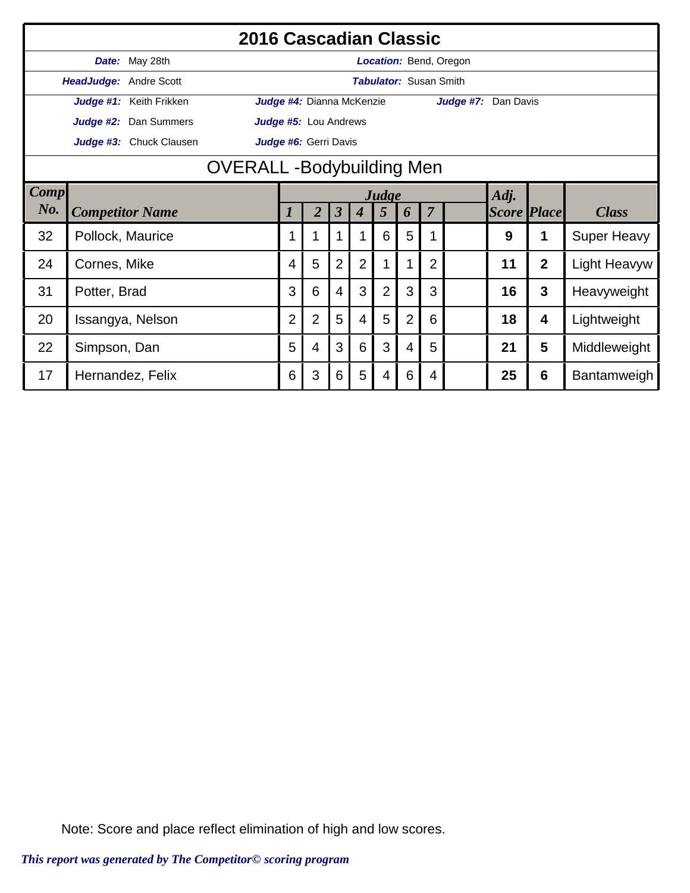# 2016 Cascadian Classic

***Date:*** May 28th ***Location:*** Bend, Oregon

***HeadJudge:*** Andre Scott ***Tabulator:*** Susan Smith

***Judge #1:*** Keith Frikken ***Judge #4:*** Dianna McKenzie ***Judge #7:*** Dan Davis

***Judge #2:*** Dan Summers ***Judge #5:*** Lou Andrews

***Judge #3:*** Chuck Clausen ***Judge #6:*** Gerri Davis

## OVERALL -Bodybuilding Men

| *Comp No.* | *Competitor Name* | *Judge 1* | *2* | *3* | *4* | *5* | *6* | *7* | | *Adj. Score* | *Place* | *Class* |
|---|---|---|---|---|---|---|---|---|---|---|---|---|
| 32 | Pollock, Maurice | 1 | 1 | 1 | 1 | 6 | 5 | 1 | | **9** | **1** | Super Heavy |
| 24 | Cornes, Mike | 4 | 5 | 2 | 2 | 1 | 1 | 2 | | **11** | **2** | Light Heavyw |
| 31 | Potter, Brad | 3 | 6 | 4 | 3 | 2 | 3 | 3 | | **16** | **3** | Heavyweight |
| 20 | Issangya, Nelson | 2 | 2 | 5 | 4 | 5 | 2 | 6 | | **18** | **4** | Lightweight |
| 22 | Simpson, Dan | 5 | 4 | 3 | 6 | 3 | 4 | 5 | | **21** | **5** | Middleweight |
| 17 | Hernandez, Felix | 6 | 3 | 6 | 5 | 4 | 6 | 4 | | **25** | **6** | Bantamweigh |

Note: Score and place reflect elimination of high and low scores.

*This report was generated by The Competitor© scoring program*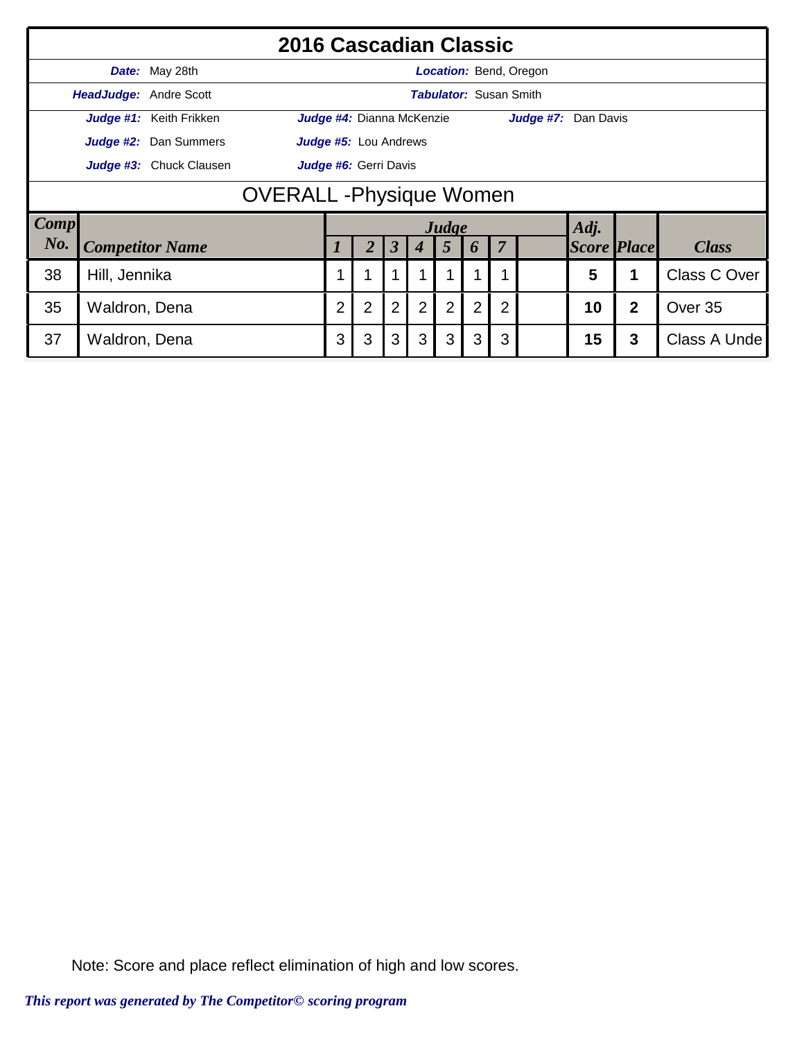# 2016 Cascadian Classic

**Date:** May 28th | **Location:** Bend, Oregon

**HeadJudge:** Andre Scott | **Tabulator:** Susan Smith

**Judge #1:** Keith Frikken | **Judge #4:** Dianna McKenzie | **Judge #7:** Dan Davis

**Judge #2:** Dan Summers | **Judge #5:** Lou Andrews

**Judge #3:** Chuck Clausen | **Judge #6:** Gerri Davis

## OVERALL -Physique Women

| Comp No. | Competitor Name | Judge 1 | 2 | 3 | 4 | 5 | 6 | 7 | | Adj. Score | Place | Class |
|---|---|---|---|---|---|---|---|---|---|---|---|---|
| 38 | Hill, Jennika | 1 | 1 | 1 | 1 | 1 | 1 | 1 | | **5** | **1** | Class C Over |
| 35 | Waldron, Dena | 2 | 2 | 2 | 2 | 2 | 2 | 2 | | **10** | **2** | Over 35 |
| 37 | Waldron, Dena | 3 | 3 | 3 | 3 | 3 | 3 | 3 | | **15** | **3** | Class A Unde |

Note: Score and place reflect elimination of high and low scores.

*This report was generated by The Competitor© scoring program*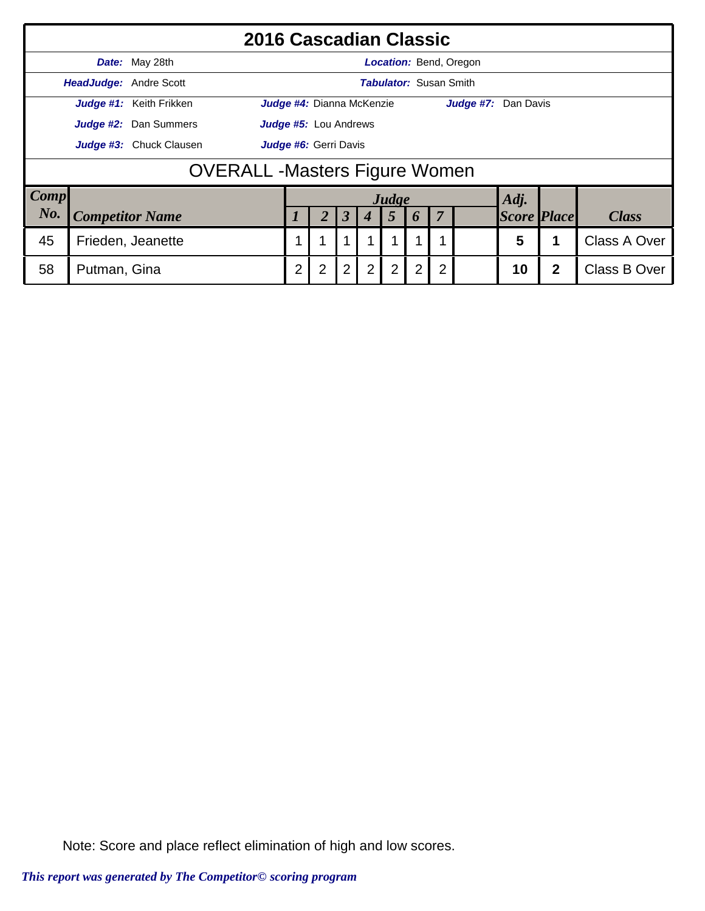# 2016 Cascadian Classic

**Date:** May 28th **Location:** Bend, Oregon

**HeadJudge:** Andre Scott **Tabulator:** Susan Smith

**Judge #1:** Keith Frikken **Judge #4:** Dianna McKenzie **Judge #7:** Dan Davis

**Judge #2:** Dan Summers **Judge #5:** Lou Andrews

**Judge #3:** Chuck Clausen **Judge #6:** Gerri Davis

## OVERALL -Masters Figure Women

| Comp No. | Competitor Name | Judge 1 | 2 | 3 | 4 | 5 | 6 | 7 | | Adj. Score | Place | Class |
|---|---|---|---|---|---|---|---|---|---|---|---|---|
| 45 | Frieden, Jeanette | 1 | 1 | 1 | 1 | 1 | 1 | 1 | | 5 | 1 | Class A Over |
| 58 | Putman, Gina | 2 | 2 | 2 | 2 | 2 | 2 | 2 | | 10 | 2 | Class B Over |

Note: Score and place reflect elimination of high and low scores.

*This report was generated by The Competitor© scoring program*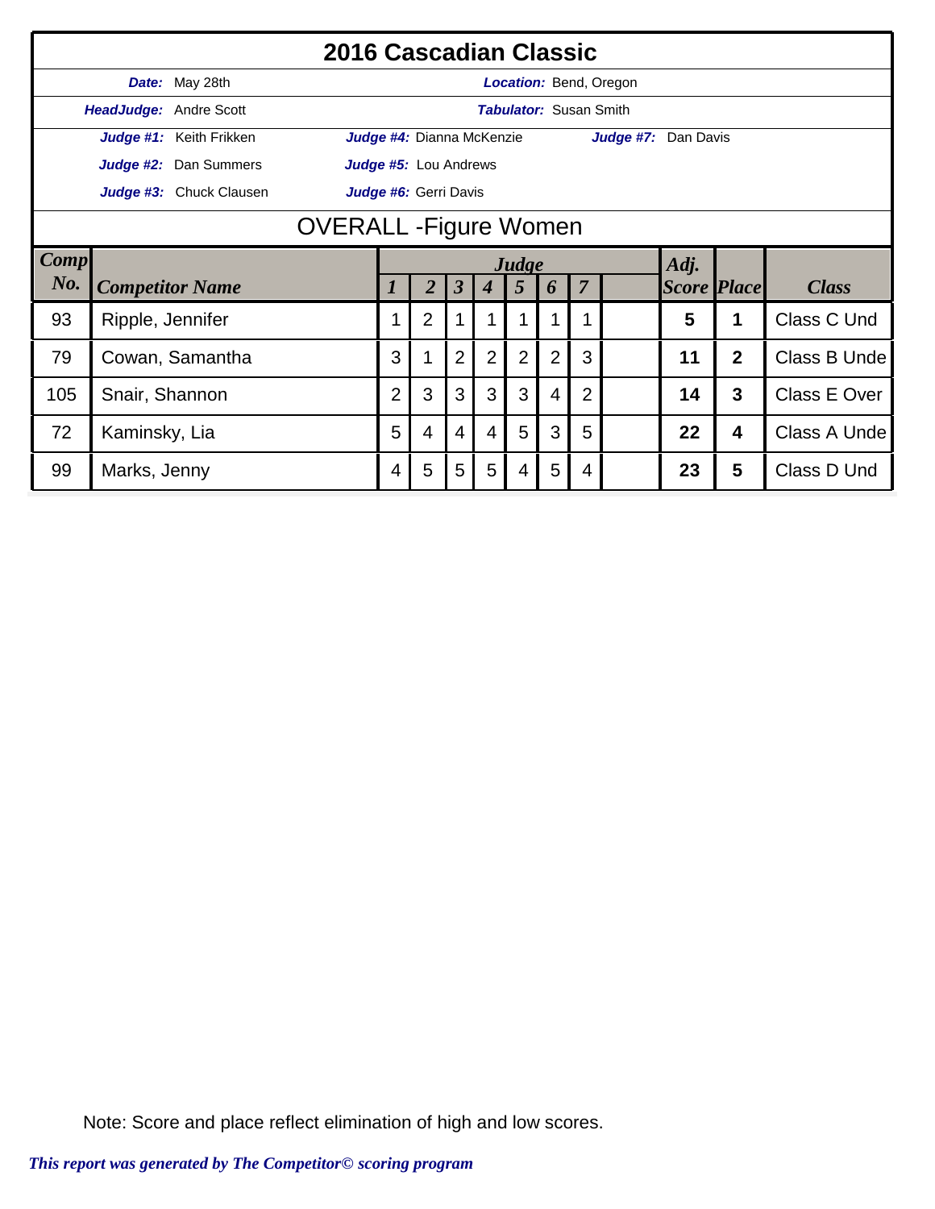# 2016 Cascadian Classic

**Date:** May 28th **Location:** Bend, Oregon

**HeadJudge:** Andre Scott **Tabulator:** Susan Smith

**Judge #1:** Keith Frikken **Judge #4:** Dianna McKenzie **Judge #7:** Dan Davis

**Judge #2:** Dan Summers **Judge #5:** Lou Andrews

**Judge #3:** Chuck Clausen **Judge #6:** Gerri Davis

## OVERALL -Figure Women

| Comp No. | Competitor Name | Judge 1 | 2 | 3 | 4 | 5 | 6 | 7 | | Adj. Score | Place | Class |
|---|---|---|---|---|---|---|---|---|---|---|---|---|
| 93 | Ripple, Jennifer | 1 | 2 | 1 | 1 | 1 | 1 | 1 | | **5** | **1** | Class C Und |
| 79 | Cowan, Samantha | 3 | 1 | 2 | 2 | 2 | 2 | 3 | | **11** | **2** | Class B Unde |
| 105 | Snair, Shannon | 2 | 3 | 3 | 3 | 3 | 4 | 2 | | **14** | **3** | Class E Over |
| 72 | Kaminsky, Lia | 5 | 4 | 4 | 4 | 5 | 3 | 5 | | **22** | **4** | Class A Unde |
| 99 | Marks, Jenny | 4 | 5 | 5 | 5 | 4 | 5 | 4 | | **23** | **5** | Class D Und |

Note: Score and place reflect elimination of high and low scores.

*This report was generated by The Competitor© scoring program*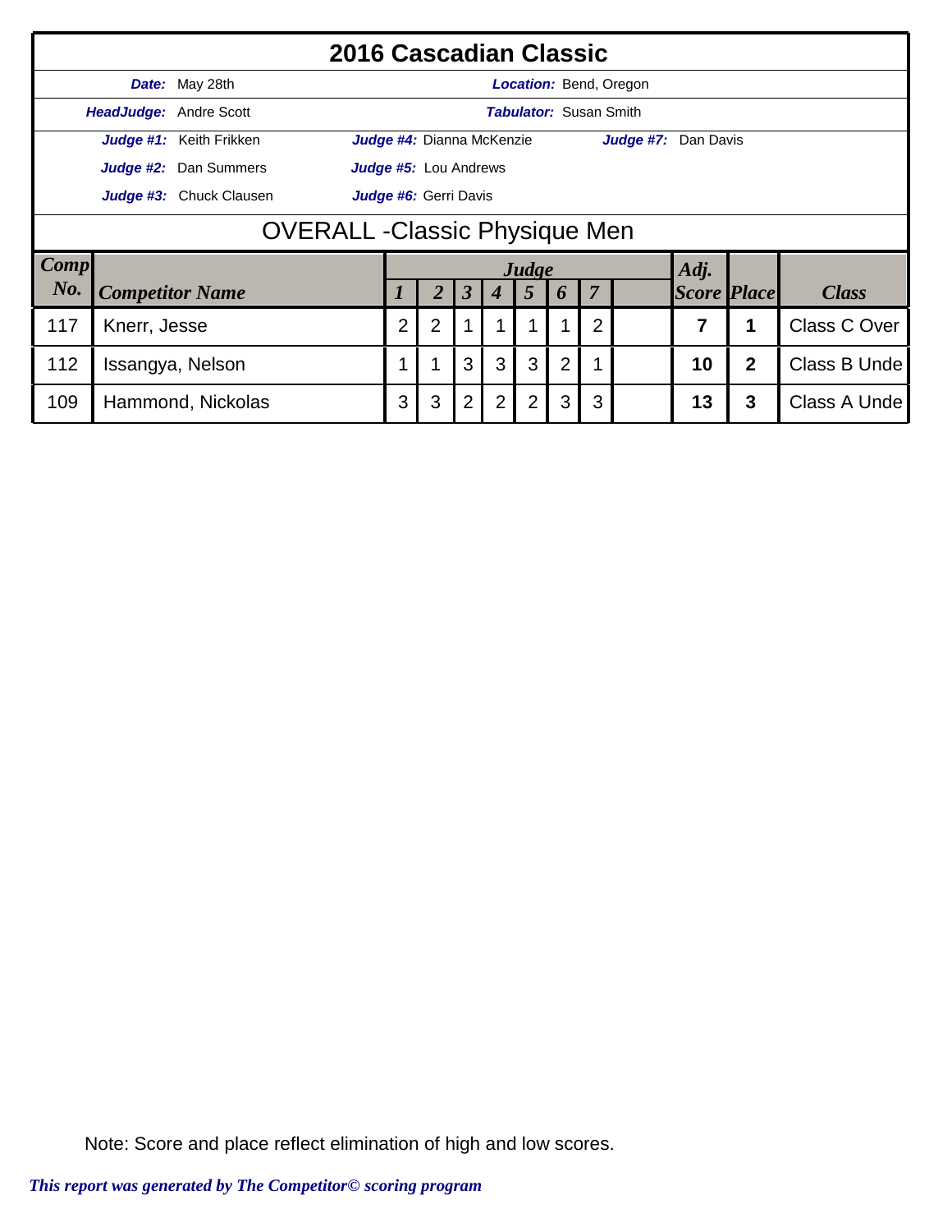# 2016 Cascadian Classic

**Date:** May 28th  **Location:** Bend, Oregon

**HeadJudge:** Andre Scott  **Tabulator:** Susan Smith

**Judge #1:** Keith Frikken  **Judge #4:** Dianna McKenzie  **Judge #7:** Dan Davis

**Judge #2:** Dan Summers  **Judge #5:** Lou Andrews

**Judge #3:** Chuck Clausen  **Judge #6:** Gerri Davis

## OVERALL -Classic Physique Men

| Comp No. | Competitor Name | Judge 1 | 2 | 3 | 4 | 5 | 6 | 7 | | Adj. Score | Place | Class |
|---|---|---|---|---|---|---|---|---|---|---|---|---|
| 117 | Knerr, Jesse | 2 | 2 | 1 | 1 | 1 | 1 | 2 | | **7** | **1** | Class C Over |
| 112 | Issangya, Nelson | 1 | 1 | 3 | 3 | 3 | 2 | 1 | | **10** | **2** | Class B Unde |
| 109 | Hammond, Nickolas | 3 | 3 | 2 | 2 | 2 | 3 | 3 | | **13** | **3** | Class A Unde |

Note: Score and place reflect elimination of high and low scores.

*This report was generated by The Competitor© scoring program*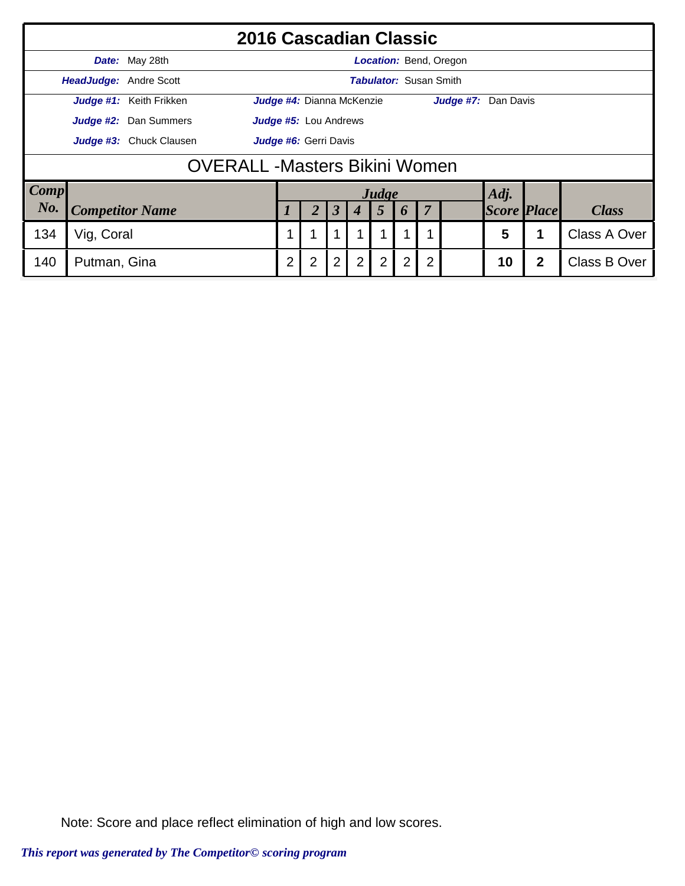# 2016 Cascadian Classic

| | | | |
|---|---|---|---|
| ***Date:*** May 28th | | ***Location:*** Bend, Oregon | |
| ***HeadJudge:*** Andre Scott | | ***Tabulator:*** Susan Smith | |
| ***Judge #1:*** Keith Frikken | ***Judge #4:*** Dianna McKenzie | ***Judge #7:*** Dan Davis | |
| ***Judge #2:*** Dan Summers | ***Judge #5:*** Lou Andrews | | |
| ***Judge #3:*** Chuck Clausen | ***Judge #6:*** Gerri Davis | | |

## OVERALL -Masters Bikini Women

| *Comp No.* | *Competitor Name* | *Judge 1* | *2* | *3* | *4* | *5* | *6* | *7* | | *Adj. Score* | *Place* | *Class* |
|---|---|---|---|---|---|---|---|---|---|---|---|---|
| 134 | Vig, Coral | 1 | 1 | 1 | 1 | 1 | 1 | 1 | | **5** | **1** | Class A Over |
| 140 | Putman, Gina | 2 | 2 | 2 | 2 | 2 | 2 | 2 | | **10** | **2** | Class B Over |

Note: Score and place reflect elimination of high and low scores.

*This report was generated by The Competitor© scoring program*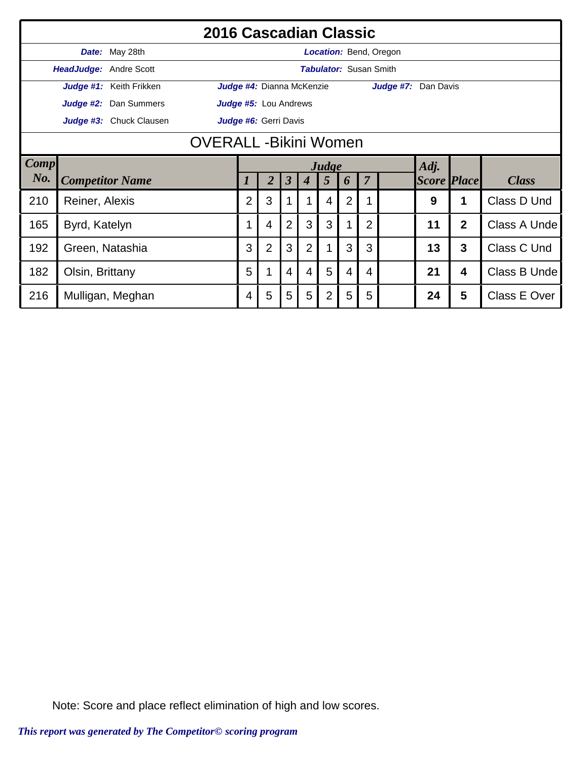# 2016 Cascadian Classic

**Date:** May 28th **Location:** Bend, Oregon

**HeadJudge:** Andre Scott **Tabulator:** Susan Smith

**Judge #1:** Keith Frikken **Judge #4:** Dianna McKenzie **Judge #7:** Dan Davis

**Judge #2:** Dan Summers **Judge #5:** Lou Andrews

**Judge #3:** Chuck Clausen **Judge #6:** Gerri Davis

## OVERALL -Bikini Women

| Comp No. | Competitor Name | Judge 1 | 2 | 3 | 4 | 5 | 6 | 7 | | Adj. Score | Place | Class |
|---|---|---|---|---|---|---|---|---|---|---|---|---|
| 210 | Reiner, Alexis | 2 | 3 | 1 | 1 | 4 | 2 | 1 | | **9** | **1** | Class D Und |
| 165 | Byrd, Katelyn | 1 | 4 | 2 | 3 | 3 | 1 | 2 | | **11** | **2** | Class A Unde |
| 192 | Green, Natashia | 3 | 2 | 3 | 2 | 1 | 3 | 3 | | **13** | **3** | Class C Und |
| 182 | Olsin, Brittany | 5 | 1 | 4 | 4 | 5 | 4 | 4 | | **21** | **4** | Class B Unde |
| 216 | Mulligan, Meghan | 4 | 5 | 5 | 5 | 2 | 5 | 5 | | **24** | **5** | Class E Over |

Note: Score and place reflect elimination of high and low scores.

*This report was generated by The Competitor© scoring program*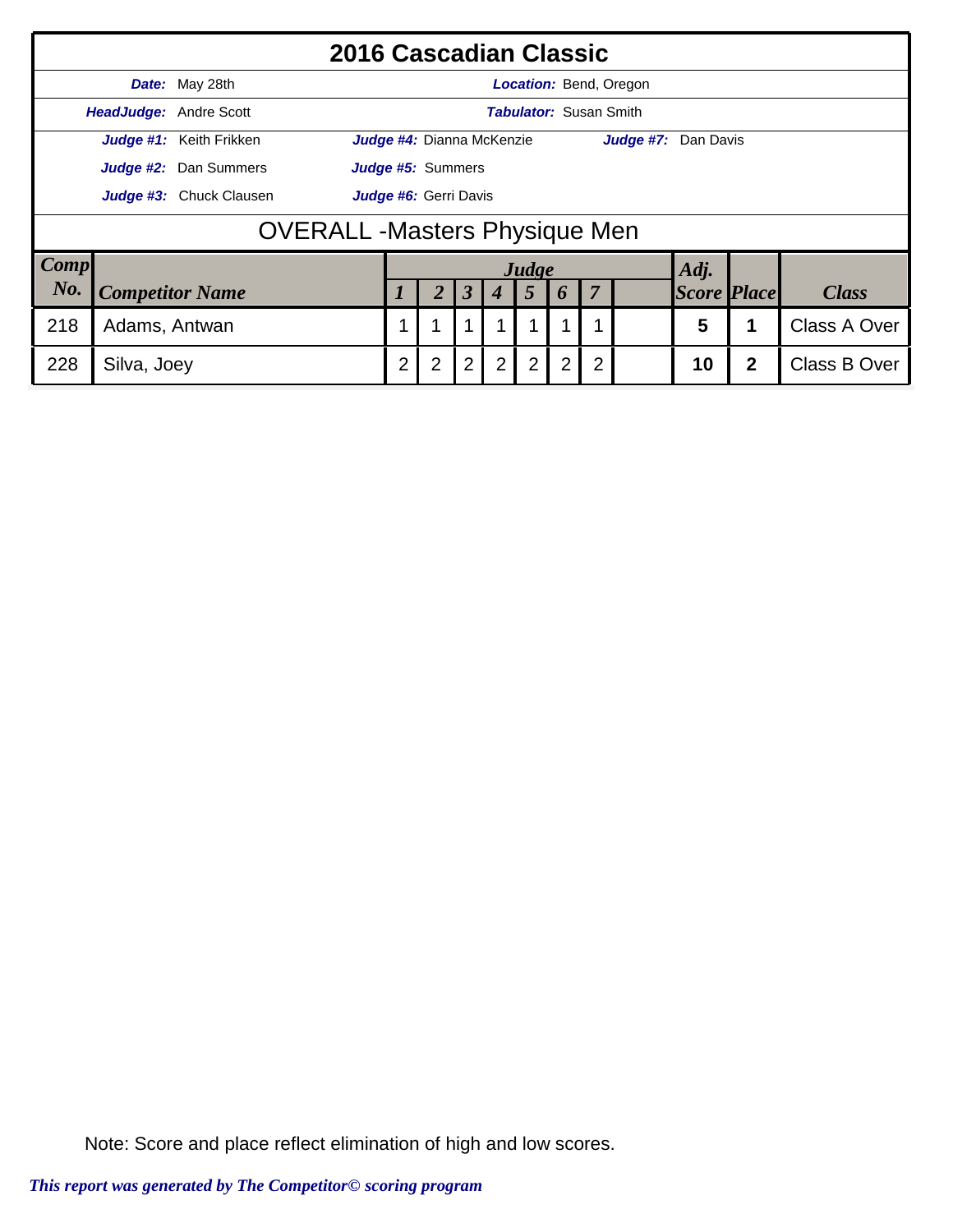# 2016 Cascadian Classic

***Date:*** May 28th | ***Location:*** Bend, Oregon

***HeadJudge:*** Andre Scott | ***Tabulator:*** Susan Smith

***Judge #1:*** Keith Frikken | ***Judge #4:*** Dianna McKenzie | ***Judge #7:*** Dan Davis

***Judge #2:*** Dan Summers | ***Judge #5:*** Summers

***Judge #3:*** Chuck Clausen | ***Judge #6:*** Gerri Davis

## OVERALL -Masters Physique Men

| Comp No. | Competitor Name | Judge 1 | 2 | 3 | 4 | 5 | 6 | 7 | | Adj. Score | Place | Class |
|---|---|---|---|---|---|---|---|---|---|---|---|---|
| 218 | Adams, Antwan | 1 | 1 | 1 | 1 | 1 | 1 | 1 | | **5** | **1** | Class A Over |
| 228 | Silva, Joey | 2 | 2 | 2 | 2 | 2 | 2 | 2 | | **10** | **2** | Class B Over |

Note: Score and place reflect elimination of high and low scores.

*This report was generated by The Competitor© scoring program*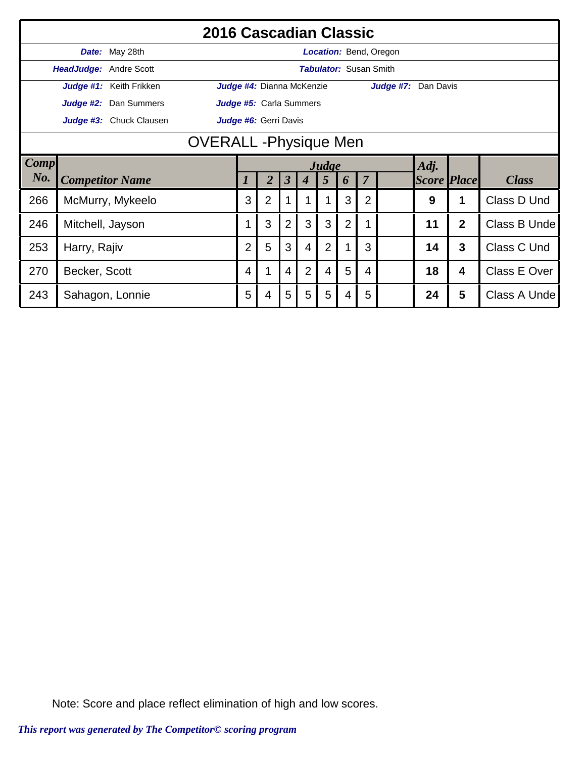# 2016 Cascadian Classic

**Date:** May 28th **Location:** Bend, Oregon

**HeadJudge:** Andre Scott **Tabulator:** Susan Smith

**Judge #1:** Keith Frikken **Judge #4:** Dianna McKenzie **Judge #7:** Dan Davis

**Judge #2:** Dan Summers **Judge #5:** Carla Summers

**Judge #3:** Chuck Clausen **Judge #6:** Gerri Davis

## OVERALL -Physique Men

| Comp No. | Competitor Name | Judge 1 | 2 | 3 | 4 | 5 | 6 | 7 | | Adj. Score | Place | Class |
|---|---|---|---|---|---|---|---|---|---|---|---|---|
| 266 | McMurry, Mykeelo | 3 | 2 | 1 | 1 | 1 | 3 | 2 | | **9** | **1** | Class D Und |
| 246 | Mitchell, Jayson | 1 | 3 | 2 | 3 | 3 | 2 | 1 | | **11** | **2** | Class B Unde |
| 253 | Harry, Rajiv | 2 | 5 | 3 | 4 | 2 | 1 | 3 | | **14** | **3** | Class C Und |
| 270 | Becker, Scott | 4 | 1 | 4 | 2 | 4 | 5 | 4 | | **18** | **4** | Class E Over |
| 243 | Sahagon, Lonnie | 5 | 4 | 5 | 5 | 5 | 4 | 5 | | **24** | **5** | Class A Unde |

Note: Score and place reflect elimination of high and low scores.

*This report was generated by The Competitor© scoring program*